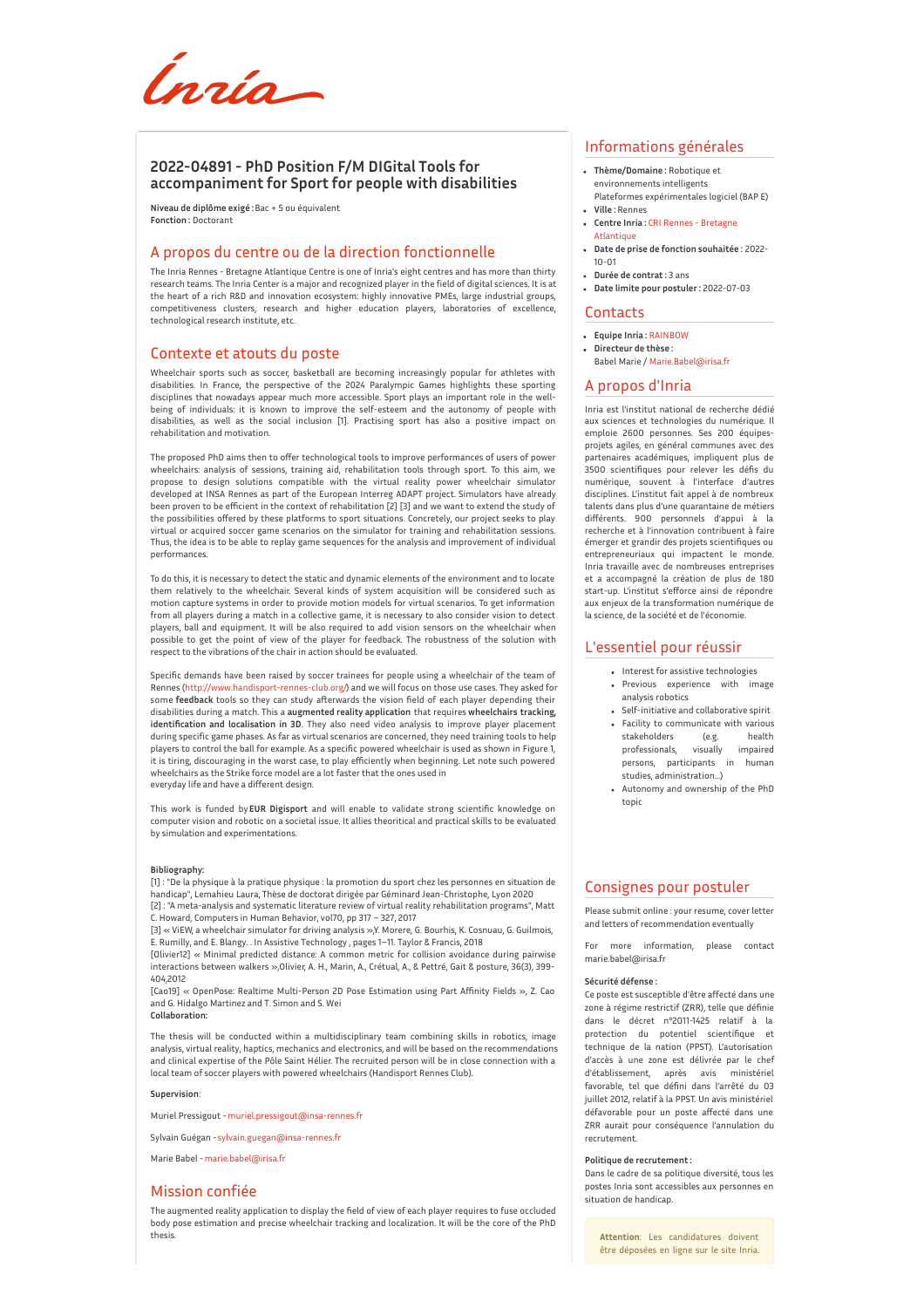# 2022-04891 - PhD Position F/M DIGital Tools for accompaniment for Sport for people with disabilities

**Niveau de diplôme exigé :** Bac + 5 ou équivalent
**Fonction :** Doctorant

## A propos du centre ou de la direction fonctionnelle

The Inria Rennes - Bretagne Atlantique Centre is one of Inria's eight centres and has more than thirty research teams. The Inria Center is a major and recognized player in the field of digital sciences. It is at the heart of a rich R&D and innovation ecosystem: highly innovative PMEs, large industrial groups, competitiveness clusters, research and higher education players, laboratories of excellence, technological research institute, etc.

## Contexte et atouts du poste

Wheelchair sports such as soccer, basketball are becoming increasingly popular for athletes with disabilities. In France, the perspective of the 2024 Paralympic Games highlights these sporting disciplines that nowadays appear much more accessible. Sport plays an important role in the well-being of individuals: it is known to improve the self-esteem and the autonomy of people with disabilities, as well as the social inclusion [1]. Practising sport has also a positive impact on rehabilitation and motivation.

The proposed PhD aims then to offer technological tools to improve performances of users of power wheelchairs: analysis of sessions, training aid, rehabilitation tools through sport. To this aim, we propose to design solutions compatible with the virtual reality power wheelchair simulator developed at INSA Rennes as part of the European Interreg ADAPT project. Simulators have already been proven to be efficient in the context of rehabilitation [2] [3] and we want to extend the study of the possibilities offered by these platforms to sport situations. Concretely, our project seeks to play virtual or acquired soccer game scenarios on the simulator for training and rehabilitation sessions. Thus, the idea is to be able to replay game sequences for the analysis and improvement of individual performances.

To do this, it is necessary to detect the static and dynamic elements of the environment and to locate them relatively to the wheelchair. Several kinds of system acquisition will be considered such as motion capture systems in order to provide motion models for virtual scenarios. To get information from all players during a match in a collective game, it is necessary to also consider vision to detect players, ball and equipment. It will be also required to add vision sensors on the wheelchair when possible to get the point of view of the player for feedback. The robustness of the solution with respect to the vibrations of the chair in action should be evaluated.

Specific demands have been raised by soccer trainees for people using a wheelchair of the team of Rennes (http://www.handisport-rennes-club.org/) and we will focus on those use cases. They asked for some **feedback** tools so they can study afterwards the vision field of each player depending their disabilities during a match. This a **augmented reality application** that requires **wheelchairs tracking, identification and localisation in 3D**. They also need video analysis to improve player placement during specific game phases. As far as virtual scenarios are concerned, they need training tools to help players to control the ball for example. As a specific powered wheelchair is used as shown in Figure 1, it is tiring, discouraging in the worst case, to play efficiently when beginning. Let note such powered wheelchairs as the Strike force model are a lot faster that the ones used in
everyday life and have a different design.

This work is funded by **EUR Digisport** and will enable to validate strong scientific knowledge on computer vision and robotic on a societal issue. It allies theoritical and practical skills to be evaluated by simulation and experimentations.

**Bibliography:**

[1] : "De la physique à la pratique physique : la promotion du sport chez les personnes en situation de handicap", Lemahieu Laura, Thèse de doctorat dirigée par Géminard Jean-Christophe, Lyon 2020
[2] : "A meta-analysis and systematic literature review of virtual reality rehabilitation programs", Matt C. Howard, Computers in Human Behavior, vol70, pp 317 – 327, 2017
[3] « ViEW, a wheelchair simulator for driving analysis »,Y. Morere, G. Bourhis, K. Cosnuau, G. Guilmois, E. Rumilly, and E. Blangy. . In Assistive Technology , pages 1–11. Taylor & Francis, 2018
[Olivier12] « Minimal predicted distance: A common metric for collision avoidance during pairwise interactions between walkers »,Olivier, A. H., Marin, A., Crétual, A., & Pettré, Gait & posture, 36(3), 399-404,2012
[Cao19] « OpenPose: Realtime Multi-Person 2D Pose Estimation using Part Affinity Fields », Z. Cao and G. Hidalgo Martinez and T. Simon and S. Wei

**Collaboration:**

The thesis will be conducted within a multidisciplinary team combining skills in robotics, image analysis, virtual reality, haptics, mechanics and electronics, and will be based on the recommendations and clinical expertise of the Pôle Saint Hélier. The recruited person will be in close connection with a local team of soccer players with powered wheelchairs (Handisport Rennes Club).

**Supervision**:

Muriel Pressigout - muriel.pressigout@insa-rennes.fr

Sylvain Guégan - sylvain.guegan@insa-rennes.fr

Marie Babel - marie.babel@irisa.fr

## Mission confiée

The augmented reality application to display the field of view of each player requires to fuse occluded body pose estimation and precise wheelchair tracking and localization. It will be the core of the PhD thesis.

## Informations générales

- **Thème/Domaine :** Robotique et environnements intelligents
  Plateformes expérimentales logiciel (BAP E)
- **Ville :** Rennes
- **Centre Inria :** CRI Rennes - Bretagne Atlantique
- **Date de prise de fonction souhaitée :** 2022-10-01
- **Durée de contrat :** 3 ans
- **Date limite pour postuler :** 2022-07-03

## Contacts

- **Equipe Inria :** RAINBOW
- **Directeur de thèse :**
  Babel Marie / Marie.Babel@irisa.fr

## A propos d'Inria

Inria est l'institut national de recherche dédié aux sciences et technologies du numérique. Il emploie 2600 personnes. Ses 200 équipes-projets agiles, en général communes avec des partenaires académiques, impliquent plus de 3500 scientifiques pour relever les défis du numérique, souvent à l'interface d'autres disciplines. L'institut fait appel à de nombreux talents dans plus d'une quarantaine de métiers différents. 900 personnels d'appui à la recherche et à l'innovation contribuent à faire émerger et grandir des projets scientifiques ou entrepreneuriaux qui impactent le monde. Inria travaille avec de nombreuses entreprises et a accompagné la création de plus de 180 start-up. L'institut s'efforce ainsi de répondre aux enjeux de la transformation numérique de la science, de la société et de l'économie.

## L'essentiel pour réussir

- Interest for assistive technologies
- Previous experience with image analysis robotics
- Self-initiative and collaborative spirit
- Facility to communicate with various stakeholders (e.g. health professionals, visually impaired persons, participants in human studies, administration…)
- Autonomy and ownership of the PhD topic

## Consignes pour postuler

Please submit online : your resume, cover letter and letters of recommendation eventually

For more information, please contact marie.babel@irisa.fr

**Sécurité défense :**
Ce poste est susceptible d'être affecté dans une zone à régime restrictif (ZRR), telle que définie dans le décret n°2011-1425 relatif à la protection du potentiel scientifique et technique de la nation (PPST). L'autorisation d'accès à une zone est délivrée par le chef d'établissement, après avis ministériel favorable, tel que défini dans l'arrêté du 03 juillet 2012, relatif à la PPST. Un avis ministériel défavorable pour un poste affecté dans une ZRR aurait pour conséquence l'annulation du recrutement.

**Politique de recrutement :**
Dans le cadre de sa politique diversité, tous les postes Inria sont accessibles aux personnes en situation de handicap.

**Attention**: Les candidatures doivent être déposées en ligne sur le site Inria.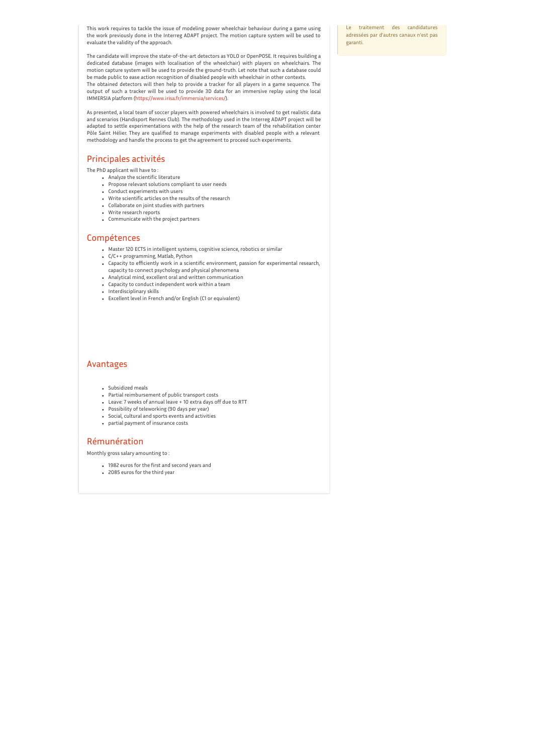This work requires to tackle the issue of modeling power wheelchair behaviour during a game using the work previously done in the Interreg ADAPT project. The motion capture system will be used to evaluate the validity of the approach.

The candidate will improve the state-of-the-art detectors as YOLO or OpenPOSE. It requires building a dedicated database (images with localisation of the wheelchair) with players on wheelchairs. The motion capture system will be used to provide the ground-truth. Let note that such a database could be made public to ease action recognition of disabled people with wheelchair in other contexts.
The obtained detectors will then help to provide a tracker for all players in a game sequence. The output of such a tracker will be used to provide 3D data for an immersive replay using the local IMMERSIA platform (https://www.irisa.fr/immersia/services/).

As presented, a local team of soccer players with powered wheelchairs is involved to get realistic data and scenarios (Handisport Rennes Club). The methodology used in the Interreg ADAPT project will be adapted to settle experimentations with the help of the research team of the rehabilitation center Pôle Saint Hélier. They are qualified to manage experiments with disabled people with a relevant methodology and handle the process to get the agreement to proceed such experiments.

Le traitement des candidatures adressées par d'autres canaux n'est pas garanti.

## Principales activités

The PhD applicant will have to :

- Analyze the scientific literature
- Propose relevant solutions compliant to user needs
- Conduct experiments with users
- Write scientific articles on the results of the research
- Collaborate on joint studies with partners
- Write research reports
- Communicate with the project partners

## Compétences

- Master 120 ECTS in intelligent systems, cognitive science, robotics or similar
- C/C++ programming, Matlab, Python
- Capacity to efficiently work in a scientific environment, passion for experimental research, capacity to connect psychology and physical phenomena
- Analytical mind, excellent oral and written communication
- Capacity to conduct independent work within a team
- Interdisciplinary skills
- Excellent level in French and/or English (C1 or equivalent)

## Avantages

- Subsidized meals
- Partial reimbursement of public transport costs
- Leave: 7 weeks of annual leave + 10 extra days off due to RTT
- Possibility of teleworking (90 days per year)
- Social, cultural and sports events and activities
- partial payment of insurance costs

## Rémunération

Monthly gross salary amounting to :

- 1982 euros for the first and second years and
- 2085 euros for the third year